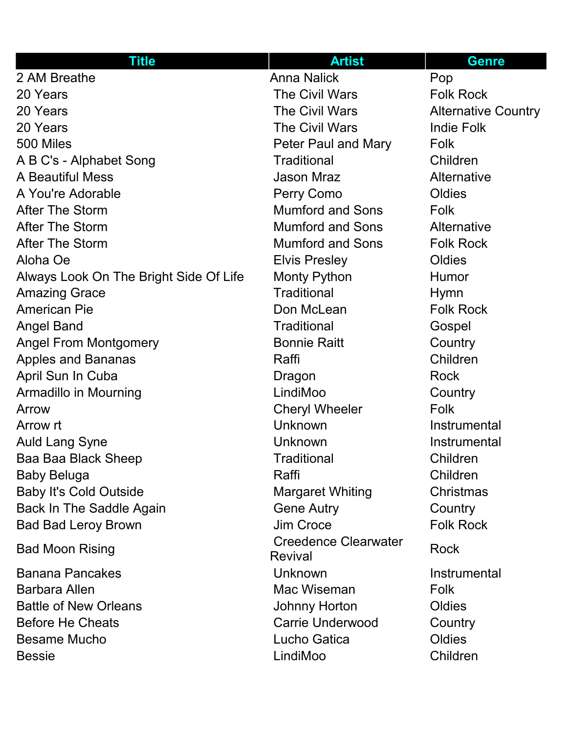| Title | Artist | Genre |
|---|---|---|
| 2 AM Breathe | Anna Nalick | Pop |
| 20 Years | The Civil Wars | Folk Rock |
| 20 Years | The Civil Wars | Alternative Country |
| 20 Years | The Civil Wars | Indie Folk |
| 500 Miles | Peter Paul and Mary | Folk |
| A B C's - Alphabet Song | Traditional | Children |
| A Beautiful Mess | Jason Mraz | Alternative |
| A You're Adorable | Perry Como | Oldies |
| After The Storm | Mumford and Sons | Folk |
| After The Storm | Mumford and Sons | Alternative |
| After The Storm | Mumford and Sons | Folk Rock |
| Aloha Oe | Elvis Presley | Oldies |
| Always Look On The Bright Side Of Life | Monty Python | Humor |
| Amazing Grace | Traditional | Hymn |
| American Pie | Don McLean | Folk Rock |
| Angel Band | Traditional | Gospel |
| Angel From Montgomery | Bonnie Raitt | Country |
| Apples and Bananas | Raffi | Children |
| April Sun In Cuba | Dragon | Rock |
| Armadillo in Mourning | LindiMoo | Country |
| Arrow | Cheryl Wheeler | Folk |
| Arrow rt | Unknown | Instrumental |
| Auld Lang Syne | Unknown | Instrumental |
| Baa Baa Black Sheep | Traditional | Children |
| Baby Beluga | Raffi | Children |
| Baby It's Cold Outside | Margaret Whiting | Christmas |
| Back In The Saddle Again | Gene Autry | Country |
| Bad Bad Leroy Brown | Jim Croce | Folk Rock |
| Bad Moon Rising | Creedence Clearwater Revival | Rock |
| Banana Pancakes | Unknown | Instrumental |
| Barbara Allen | Mac Wiseman | Folk |
| Battle of New Orleans | Johnny Horton | Oldies |
| Before He Cheats | Carrie Underwood | Country |
| Besame Mucho | Lucho Gatica | Oldies |
| Bessie | LindiMoo | Children |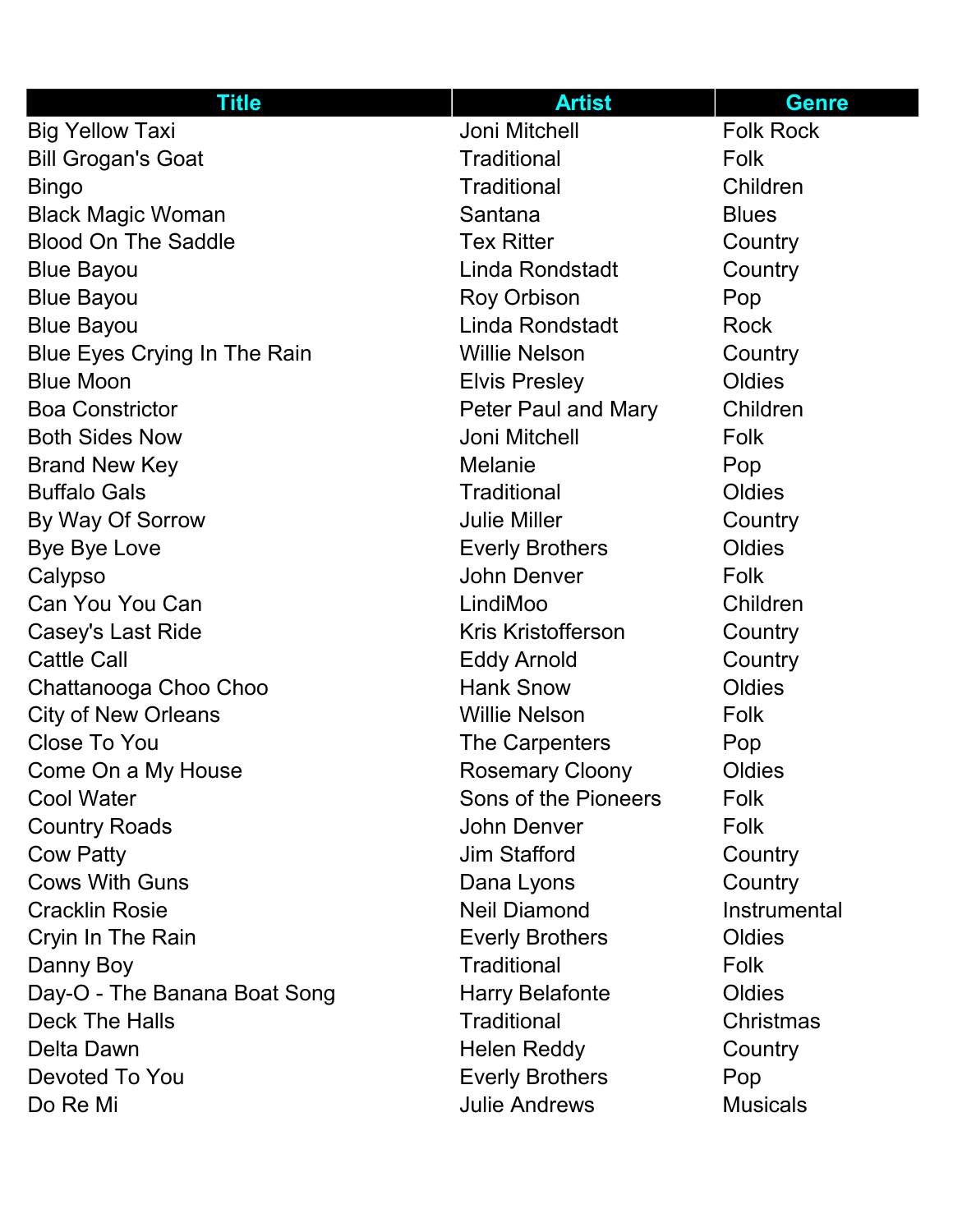| Title | Artist | Genre |
| --- | --- | --- |
| Big Yellow Taxi | Joni Mitchell | Folk Rock |
| Bill Grogan's Goat | Traditional | Folk |
| Bingo | Traditional | Children |
| Black Magic Woman | Santana | Blues |
| Blood On The Saddle | Tex Ritter | Country |
| Blue Bayou | Linda Rondstadt | Country |
| Blue Bayou | Roy Orbison | Pop |
| Blue Bayou | Linda Rondstadt | Rock |
| Blue Eyes Crying In The Rain | Willie Nelson | Country |
| Blue Moon | Elvis Presley | Oldies |
| Boa Constrictor | Peter Paul and Mary | Children |
| Both Sides Now | Joni Mitchell | Folk |
| Brand New Key | Melanie | Pop |
| Buffalo Gals | Traditional | Oldies |
| By Way Of Sorrow | Julie Miller | Country |
| Bye Bye Love | Everly Brothers | Oldies |
| Calypso | John Denver | Folk |
| Can You You Can | LindiMoo | Children |
| Casey's Last Ride | Kris Kristofferson | Country |
| Cattle Call | Eddy Arnold | Country |
| Chattanooga Choo Choo | Hank Snow | Oldies |
| City of New Orleans | Willie Nelson | Folk |
| Close To You | The Carpenters | Pop |
| Come On a My House | Rosemary Cloony | Oldies |
| Cool Water | Sons of the Pioneers | Folk |
| Country Roads | John Denver | Folk |
| Cow Patty | Jim Stafford | Country |
| Cows With Guns | Dana Lyons | Country |
| Cracklin Rosie | Neil Diamond | Instrumental |
| Cryin In The Rain | Everly Brothers | Oldies |
| Danny Boy | Traditional | Folk |
| Day-O - The Banana Boat Song | Harry Belafonte | Oldies |
| Deck The Halls | Traditional | Christmas |
| Delta Dawn | Helen Reddy | Country |
| Devoted To You | Everly Brothers | Pop |
| Do Re Mi | Julie Andrews | Musicals |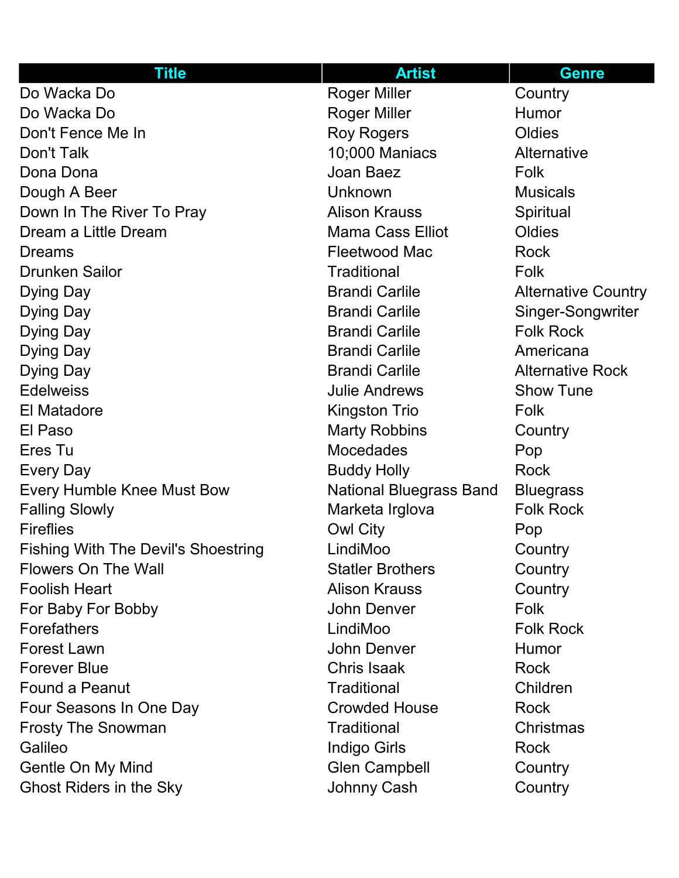| Title | Artist | Genre |
| --- | --- | --- |
| Do Wacka Do | Roger Miller | Country |
| Do Wacka Do | Roger Miller | Humor |
| Don't Fence Me In | Roy Rogers | Oldies |
| Don't Talk | 10;000 Maniacs | Alternative |
| Dona Dona | Joan Baez | Folk |
| Dough A Beer | Unknown | Musicals |
| Down In The River To Pray | Alison Krauss | Spiritual |
| Dream a Little Dream | Mama Cass Elliot | Oldies |
| Dreams | Fleetwood Mac | Rock |
| Drunken Sailor | Traditional | Folk |
| Dying Day | Brandi Carlile | Alternative Country |
| Dying Day | Brandi Carlile | Singer-Songwriter |
| Dying Day | Brandi Carlile | Folk Rock |
| Dying Day | Brandi Carlile | Americana |
| Dying Day | Brandi Carlile | Alternative Rock |
| Edelweiss | Julie Andrews | Show Tune |
| El Matadore | Kingston Trio | Folk |
| El Paso | Marty Robbins | Country |
| Eres Tu | Mocedades | Pop |
| Every Day | Buddy Holly | Rock |
| Every Humble Knee Must Bow | National Bluegrass Band | Bluegrass |
| Falling Slowly | Marketa Irglova | Folk Rock |
| Fireflies | Owl City | Pop |
| Fishing With The Devil's Shoestring | LindiMoo | Country |
| Flowers On The Wall | Statler Brothers | Country |
| Foolish Heart | Alison Krauss | Country |
| For Baby For Bobby | John Denver | Folk |
| Forefathers | LindiMoo | Folk Rock |
| Forest Lawn | John Denver | Humor |
| Forever Blue | Chris Isaak | Rock |
| Found a Peanut | Traditional | Children |
| Four Seasons In One Day | Crowded House | Rock |
| Frosty The Snowman | Traditional | Christmas |
| Galileo | Indigo Girls | Rock |
| Gentle On My Mind | Glen Campbell | Country |
| Ghost Riders in the Sky | Johnny Cash | Country |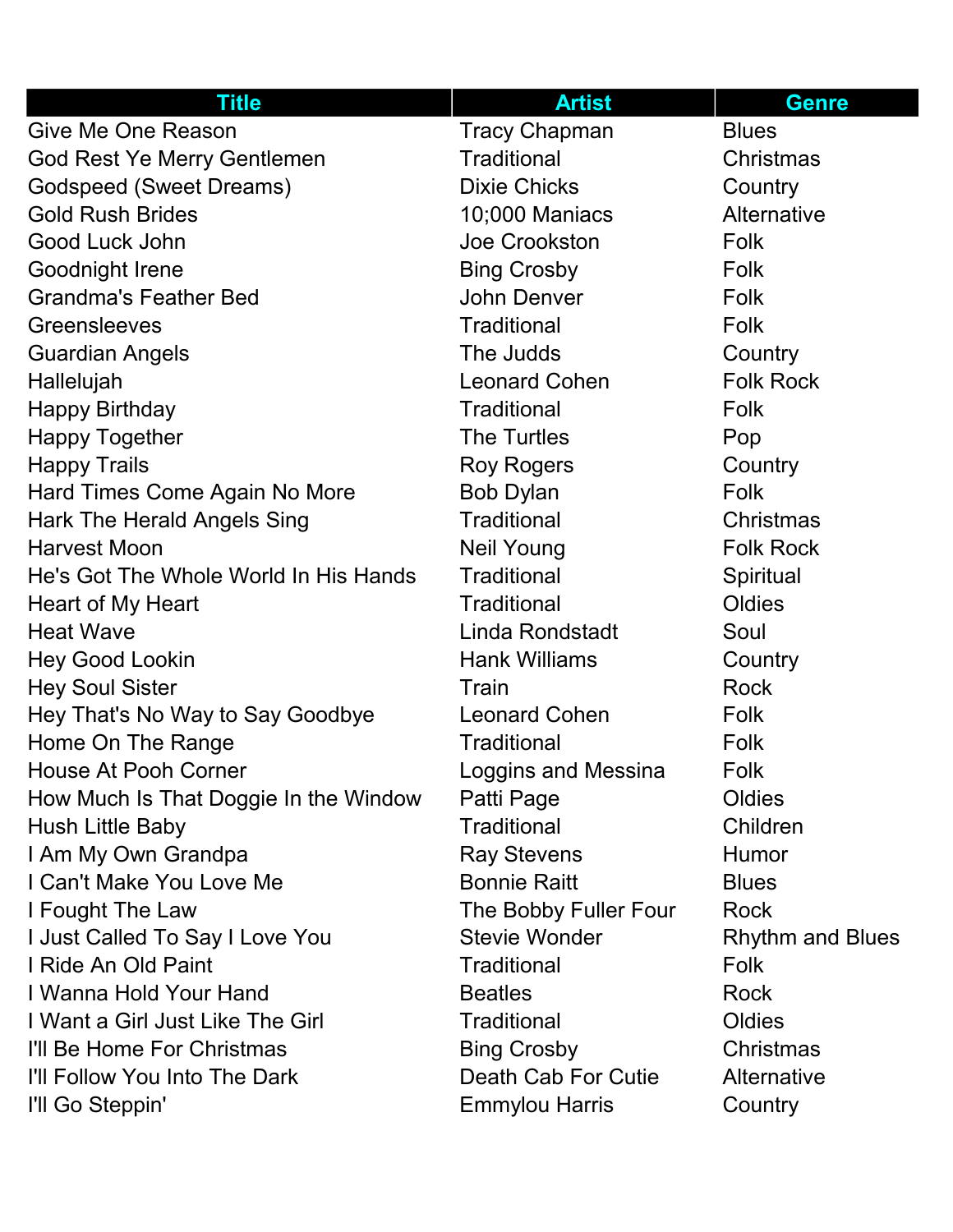| Title | Artist | Genre |
|---|---|---|
| Give Me One Reason | Tracy Chapman | Blues |
| God Rest Ye Merry Gentlemen | Traditional | Christmas |
| Godspeed (Sweet Dreams) | Dixie Chicks | Country |
| Gold Rush Brides | 10;000 Maniacs | Alternative |
| Good Luck John | Joe Crookston | Folk |
| Goodnight Irene | Bing Crosby | Folk |
| Grandma's Feather Bed | John Denver | Folk |
| Greensleeves | Traditional | Folk |
| Guardian Angels | The Judds | Country |
| Hallelujah | Leonard Cohen | Folk Rock |
| Happy Birthday | Traditional | Folk |
| Happy Together | The Turtles | Pop |
| Happy Trails | Roy Rogers | Country |
| Hard Times Come Again No More | Bob Dylan | Folk |
| Hark The Herald Angels Sing | Traditional | Christmas |
| Harvest Moon | Neil Young | Folk Rock |
| He's Got The Whole World In His Hands | Traditional | Spiritual |
| Heart of My Heart | Traditional | Oldies |
| Heat Wave | Linda Rondstadt | Soul |
| Hey Good Lookin | Hank Williams | Country |
| Hey Soul Sister | Train | Rock |
| Hey That's No Way to Say Goodbye | Leonard Cohen | Folk |
| Home On The Range | Traditional | Folk |
| House At Pooh Corner | Loggins and Messina | Folk |
| How Much Is That Doggie In the Window | Patti Page | Oldies |
| Hush Little Baby | Traditional | Children |
| I Am My Own Grandpa | Ray Stevens | Humor |
| I Can't Make You Love Me | Bonnie Raitt | Blues |
| I Fought The Law | The Bobby Fuller Four | Rock |
| I Just Called To Say I Love You | Stevie Wonder | Rhythm and Blues |
| I Ride An Old Paint | Traditional | Folk |
| I Wanna Hold Your Hand | Beatles | Rock |
| I Want a Girl Just Like The Girl | Traditional | Oldies |
| I'll Be Home For Christmas | Bing Crosby | Christmas |
| I'll Follow You Into The Dark | Death Cab For Cutie | Alternative |
| I'll Go Steppin' | Emmylou Harris | Country |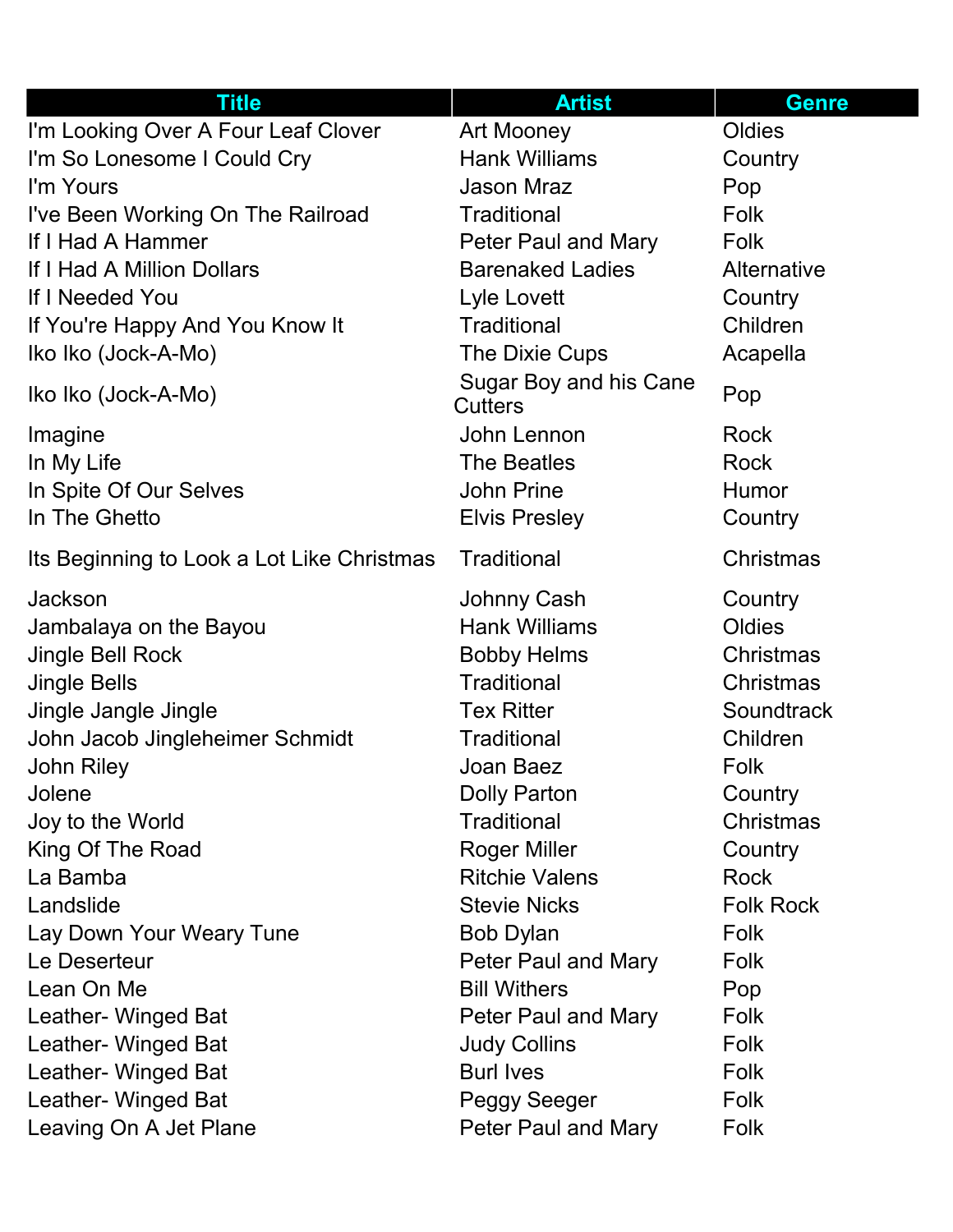| Title | Artist | Genre |
| --- | --- | --- |
| I'm Looking Over A Four Leaf Clover | Art Mooney | Oldies |
| I'm So Lonesome I Could Cry | Hank Williams | Country |
| I'm Yours | Jason Mraz | Pop |
| I've Been Working On The Railroad | Traditional | Folk |
| If I Had A Hammer | Peter Paul and Mary | Folk |
| If I Had A Million Dollars | Barenaked Ladies | Alternative |
| If I Needed You | Lyle Lovett | Country |
| If You're Happy And You Know It | Traditional | Children |
| Iko Iko (Jock-A-Mo) | The Dixie Cups | Acapella |
| Iko Iko (Jock-A-Mo) | Sugar Boy and his Cane Cutters | Pop |
| Imagine | John Lennon | Rock |
| In My Life | The Beatles | Rock |
| In Spite Of Our Selves | John Prine | Humor |
| In The Ghetto | Elvis Presley | Country |
| Its Beginning to Look a Lot Like Christmas | Traditional | Christmas |
| Jackson | Johnny Cash | Country |
| Jambalaya on the Bayou | Hank Williams | Oldies |
| Jingle Bell Rock | Bobby Helms | Christmas |
| Jingle Bells | Traditional | Christmas |
| Jingle Jangle Jingle | Tex Ritter | Soundtrack |
| John Jacob Jingleheimer Schmidt | Traditional | Children |
| John Riley | Joan Baez | Folk |
| Jolene | Dolly Parton | Country |
| Joy to the World | Traditional | Christmas |
| King Of The Road | Roger Miller | Country |
| La Bamba | Ritchie Valens | Rock |
| Landslide | Stevie Nicks | Folk Rock |
| Lay Down Your Weary Tune | Bob Dylan | Folk |
| Le Deserteur | Peter Paul and Mary | Folk |
| Lean On Me | Bill Withers | Pop |
| Leather- Winged Bat | Peter Paul and Mary | Folk |
| Leather- Winged Bat | Judy Collins | Folk |
| Leather- Winged Bat | Burl Ives | Folk |
| Leather- Winged Bat | Peggy Seeger | Folk |
| Leaving On A Jet Plane | Peter Paul and Mary | Folk |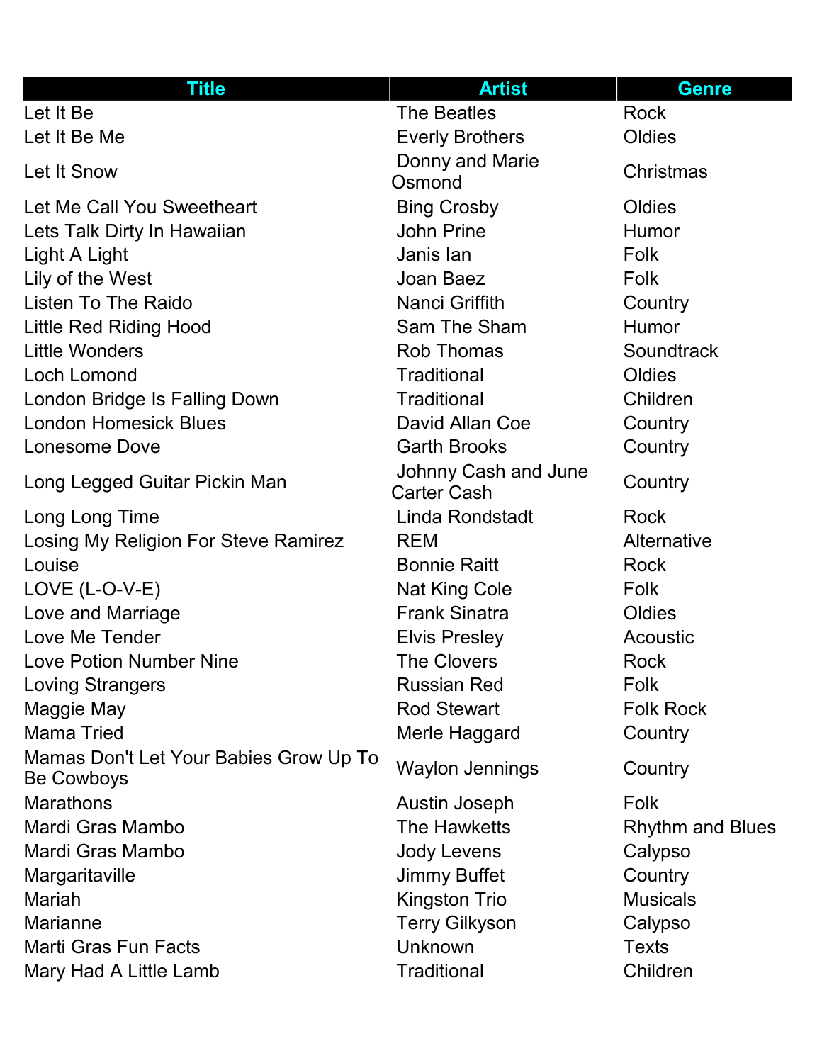| Title | Artist | Genre |
| --- | --- | --- |
| Let It Be | The Beatles | Rock |
| Let It Be Me | Everly Brothers | Oldies |
| Let It Snow | Donny and Marie Osmond | Christmas |
| Let Me Call You Sweetheart | Bing Crosby | Oldies |
| Lets Talk Dirty In Hawaiian | John Prine | Humor |
| Light A Light | Janis Ian | Folk |
| Lily of the West | Joan Baez | Folk |
| Listen To The Raido | Nanci Griffith | Country |
| Little Red Riding Hood | Sam The Sham | Humor |
| Little Wonders | Rob Thomas | Soundtrack |
| Loch Lomond | Traditional | Oldies |
| London Bridge Is Falling Down | Traditional | Children |
| London Homesick Blues | David Allan Coe | Country |
| Lonesome Dove | Garth Brooks | Country |
| Long Legged Guitar Pickin Man | Johnny Cash and June Carter Cash | Country |
| Long Long Time | Linda Rondstadt | Rock |
| Losing My Religion For Steve Ramirez | REM | Alternative |
| Louise | Bonnie Raitt | Rock |
| LOVE (L-O-V-E) | Nat King Cole | Folk |
| Love and Marriage | Frank Sinatra | Oldies |
| Love Me Tender | Elvis Presley | Acoustic |
| Love Potion Number Nine | The Clovers | Rock |
| Loving Strangers | Russian Red | Folk |
| Maggie May | Rod Stewart | Folk Rock |
| Mama Tried | Merle Haggard | Country |
| Mamas Don't Let Your Babies Grow Up To Be Cowboys | Waylon Jennings | Country |
| Marathons | Austin Joseph | Folk |
| Mardi Gras Mambo | The Hawketts | Rhythm and Blues |
| Mardi Gras Mambo | Jody Levens | Calypso |
| Margaritaville | Jimmy Buffet | Country |
| Mariah | Kingston Trio | Musicals |
| Marianne | Terry Gilkyson | Calypso |
| Marti Gras Fun Facts | Unknown | Texts |
| Mary Had A Little Lamb | Traditional | Children |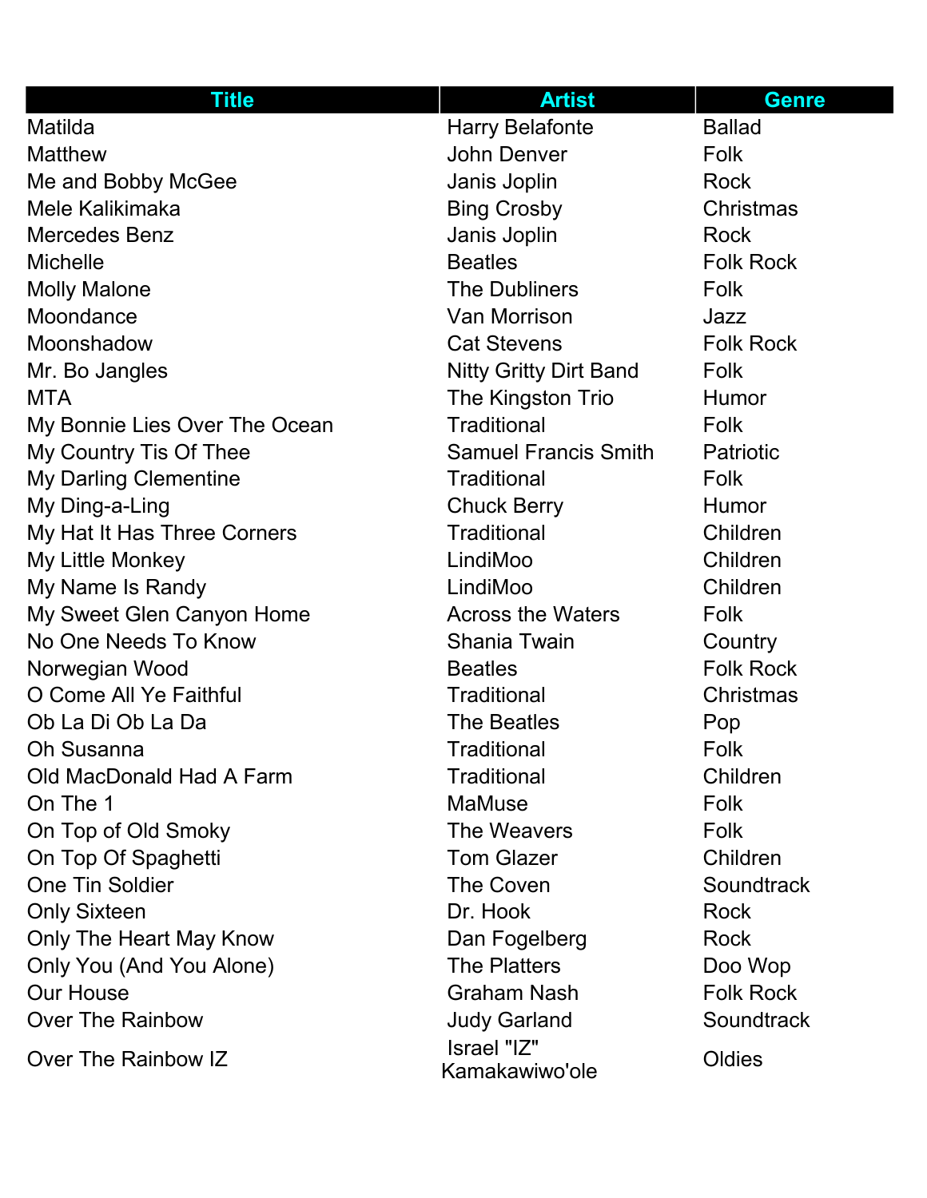| Title | Artist | Genre |
|---|---|---|
| Matilda | Harry Belafonte | Ballad |
| Matthew | John Denver | Folk |
| Me and Bobby McGee | Janis Joplin | Rock |
| Mele Kalikimaka | Bing Crosby | Christmas |
| Mercedes Benz | Janis Joplin | Rock |
| Michelle | Beatles | Folk Rock |
| Molly Malone | The Dubliners | Folk |
| Moondance | Van Morrison | Jazz |
| Moonshadow | Cat Stevens | Folk Rock |
| Mr. Bo Jangles | Nitty Gritty Dirt Band | Folk |
| MTA | The Kingston Trio | Humor |
| My Bonnie Lies Over The Ocean | Traditional | Folk |
| My Country Tis Of Thee | Samuel Francis Smith | Patriotic |
| My Darling Clementine | Traditional | Folk |
| My Ding-a-Ling | Chuck Berry | Humor |
| My Hat It Has Three Corners | Traditional | Children |
| My Little Monkey | LindiMoo | Children |
| My Name Is Randy | LindiMoo | Children |
| My Sweet Glen Canyon Home | Across the Waters | Folk |
| No One Needs To Know | Shania Twain | Country |
| Norwegian Wood | Beatles | Folk Rock |
| O Come All Ye Faithful | Traditional | Christmas |
| Ob La Di Ob La Da | The Beatles | Pop |
| Oh Susanna | Traditional | Folk |
| Old MacDonald Had A Farm | Traditional | Children |
| On The 1 | MaMuse | Folk |
| On Top of Old Smoky | The Weavers | Folk |
| On Top Of Spaghetti | Tom Glazer | Children |
| One Tin Soldier | The Coven | Soundtrack |
| Only Sixteen | Dr. Hook | Rock |
| Only The Heart May Know | Dan Fogelberg | Rock |
| Only You (And You Alone) | The Platters | Doo Wop |
| Our House | Graham Nash | Folk Rock |
| Over The Rainbow | Judy Garland | Soundtrack |
| Over The Rainbow IZ | Israel "IZ" Kamakawiwo'ole | Oldies |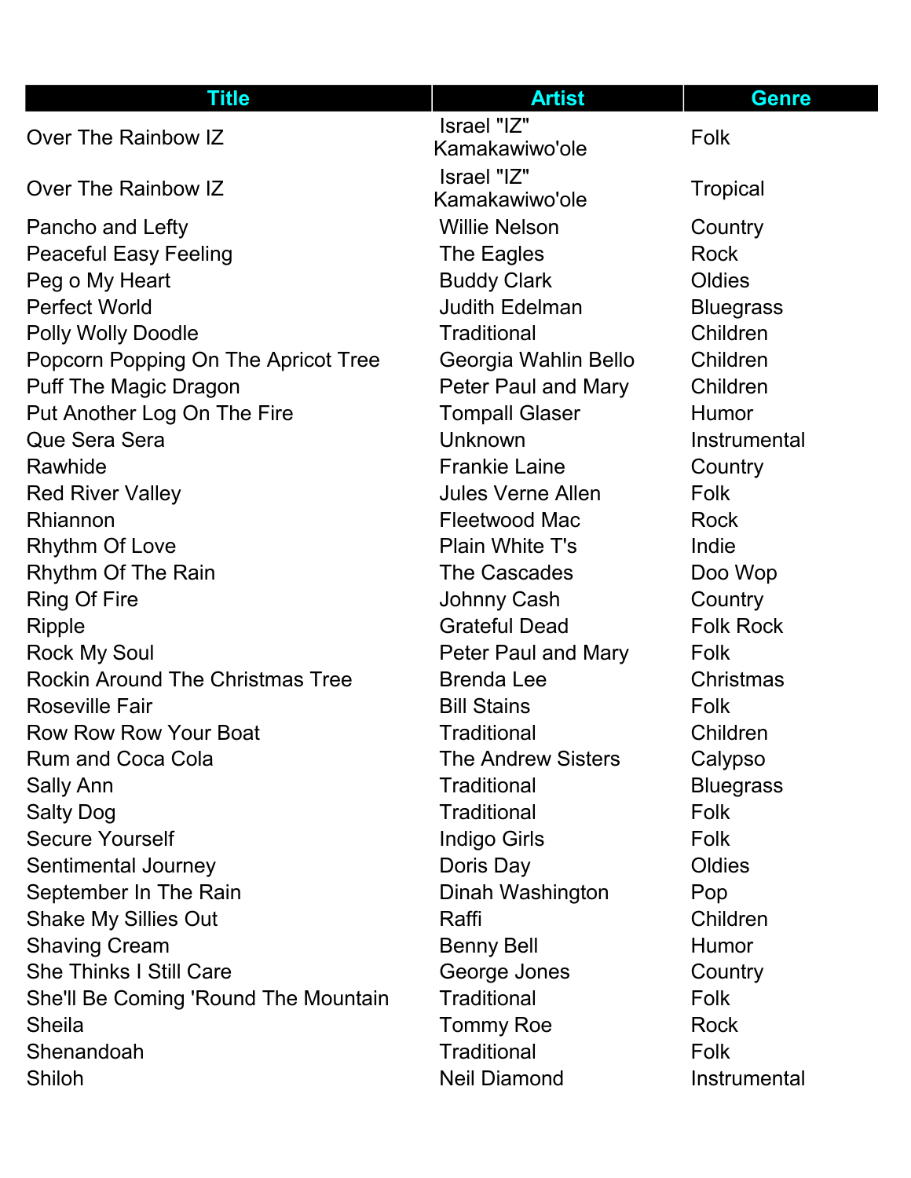| Title | Artist | Genre |
|---|---|---|
| Over The Rainbow IZ | Israel "IZ" Kamakawiwo'ole | Folk |
| Over The Rainbow IZ | Israel "IZ" Kamakawiwo'ole | Tropical |
| Pancho and Lefty | Willie Nelson | Country |
| Peaceful Easy Feeling | The Eagles | Rock |
| Peg o My Heart | Buddy Clark | Oldies |
| Perfect World | Judith Edelman | Bluegrass |
| Polly Wolly Doodle | Traditional | Children |
| Popcorn Popping On The Apricot Tree | Georgia Wahlin Bello | Children |
| Puff The Magic Dragon | Peter Paul and Mary | Children |
| Put Another Log On The Fire | Tompall Glaser | Humor |
| Que Sera Sera | Unknown | Instrumental |
| Rawhide | Frankie Laine | Country |
| Red River Valley | Jules Verne Allen | Folk |
| Rhiannon | Fleetwood Mac | Rock |
| Rhythm Of Love | Plain White T's | Indie |
| Rhythm Of The Rain | The Cascades | Doo Wop |
| Ring Of Fire | Johnny Cash | Country |
| Ripple | Grateful Dead | Folk Rock |
| Rock My Soul | Peter Paul and Mary | Folk |
| Rockin Around The Christmas Tree | Brenda Lee | Christmas |
| Roseville Fair | Bill Stains | Folk |
| Row Row Row Your Boat | Traditional | Children |
| Rum and Coca Cola | The Andrew Sisters | Calypso |
| Sally Ann | Traditional | Bluegrass |
| Salty Dog | Traditional | Folk |
| Secure Yourself | Indigo Girls | Folk |
| Sentimental Journey | Doris Day | Oldies |
| September In The Rain | Dinah Washington | Pop |
| Shake My Sillies Out | Raffi | Children |
| Shaving Cream | Benny Bell | Humor |
| She Thinks I Still Care | George Jones | Country |
| She'll Be Coming 'Round The Mountain | Traditional | Folk |
| Sheila | Tommy Roe | Rock |
| Shenandoah | Traditional | Folk |
| Shiloh | Neil Diamond | Instrumental |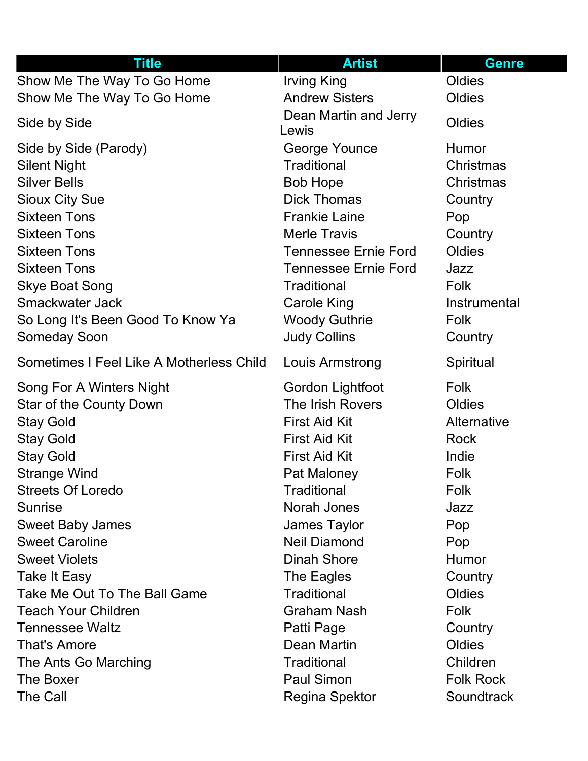| Title | Artist | Genre |
| --- | --- | --- |
| Show Me The Way To Go Home | Irving King | Oldies |
| Show Me The Way To Go Home | Andrew Sisters | Oldies |
| Side by Side | Dean Martin and Jerry Lewis | Oldies |
| Side by Side (Parody) | George Younce | Humor |
| Silent Night | Traditional | Christmas |
| Silver Bells | Bob Hope | Christmas |
| Sioux City Sue | Dick Thomas | Country |
| Sixteen Tons | Frankie Laine | Pop |
| Sixteen Tons | Merle Travis | Country |
| Sixteen Tons | Tennessee Ernie Ford | Oldies |
| Sixteen Tons | Tennessee Ernie Ford | Jazz |
| Skye Boat Song | Traditional | Folk |
| Smackwater Jack | Carole King | Instrumental |
| So Long It's Been Good To Know Ya | Woody Guthrie | Folk |
| Someday Soon | Judy Collins | Country |
| Sometimes I Feel Like A Motherless Child | Louis Armstrong | Spiritual |
| Song For A Winters Night | Gordon Lightfoot | Folk |
| Star of the County Down | The Irish Rovers | Oldies |
| Stay Gold | First Aid Kit | Alternative |
| Stay Gold | First Aid Kit | Rock |
| Stay Gold | First Aid Kit | Indie |
| Strange Wind | Pat Maloney | Folk |
| Streets Of Loredo | Traditional | Folk |
| Sunrise | Norah Jones | Jazz |
| Sweet Baby James | James Taylor | Pop |
| Sweet Caroline | Neil Diamond | Pop |
| Sweet Violets | Dinah Shore | Humor |
| Take It Easy | The Eagles | Country |
| Take Me Out To The Ball Game | Traditional | Oldies |
| Teach Your Children | Graham Nash | Folk |
| Tennessee Waltz | Patti Page | Country |
| That's Amore | Dean Martin | Oldies |
| The Ants Go Marching | Traditional | Children |
| The Boxer | Paul Simon | Folk Rock |
| The Call | Regina Spektor | Soundtrack |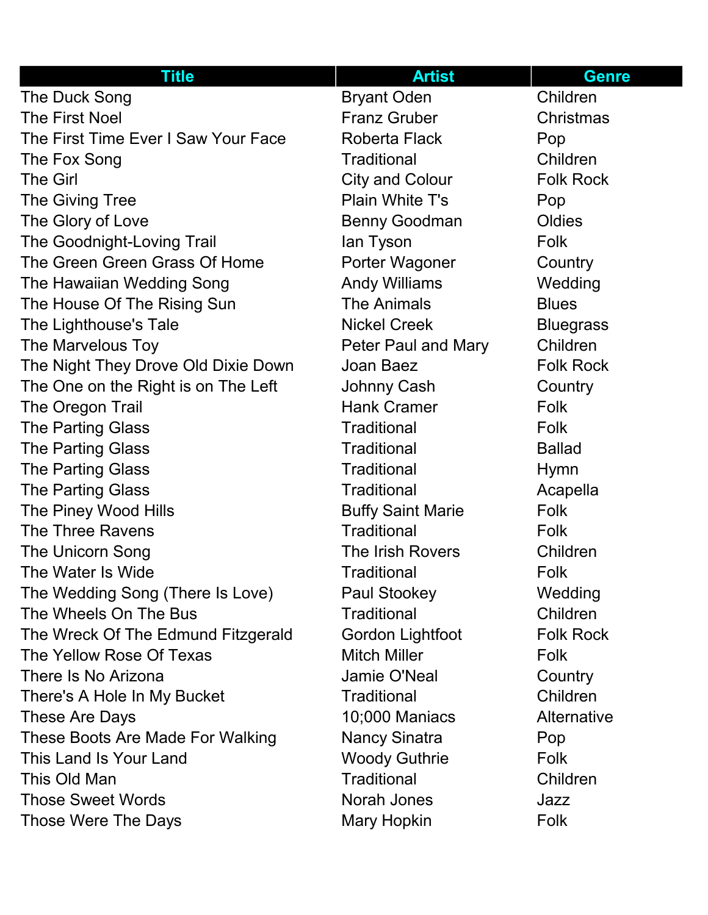| Title | Artist | Genre |
|---|---|---|
| The Duck Song | Bryant Oden | Children |
| The First Noel | Franz Gruber | Christmas |
| The First Time Ever I Saw Your Face | Roberta Flack | Pop |
| The Fox Song | Traditional | Children |
| The Girl | City and Colour | Folk Rock |
| The Giving Tree | Plain White T's | Pop |
| The Glory of Love | Benny Goodman | Oldies |
| The Goodnight-Loving Trail | Ian Tyson | Folk |
| The Green Green Grass Of Home | Porter Wagoner | Country |
| The Hawaiian Wedding Song | Andy Williams | Wedding |
| The House Of The Rising Sun | The Animals | Blues |
| The Lighthouse's Tale | Nickel Creek | Bluegrass |
| The Marvelous Toy | Peter Paul and Mary | Children |
| The Night They Drove Old Dixie Down | Joan Baez | Folk Rock |
| The One on the Right is on The Left | Johnny Cash | Country |
| The Oregon Trail | Hank Cramer | Folk |
| The Parting Glass | Traditional | Folk |
| The Parting Glass | Traditional | Ballad |
| The Parting Glass | Traditional | Hymn |
| The Parting Glass | Traditional | Acapella |
| The Piney Wood Hills | Buffy Saint Marie | Folk |
| The Three Ravens | Traditional | Folk |
| The Unicorn Song | The Irish Rovers | Children |
| The Water Is Wide | Traditional | Folk |
| The Wedding Song (There Is Love) | Paul Stookey | Wedding |
| The Wheels On The Bus | Traditional | Children |
| The Wreck Of The Edmund Fitzgerald | Gordon Lightfoot | Folk Rock |
| The Yellow Rose Of Texas | Mitch Miller | Folk |
| There Is No Arizona | Jamie O'Neal | Country |
| There's A Hole In My Bucket | Traditional | Children |
| These Are Days | 10;000 Maniacs | Alternative |
| These Boots Are Made For Walking | Nancy Sinatra | Pop |
| This Land Is Your Land | Woody Guthrie | Folk |
| This Old Man | Traditional | Children |
| Those Sweet Words | Norah Jones | Jazz |
| Those Were The Days | Mary Hopkin | Folk |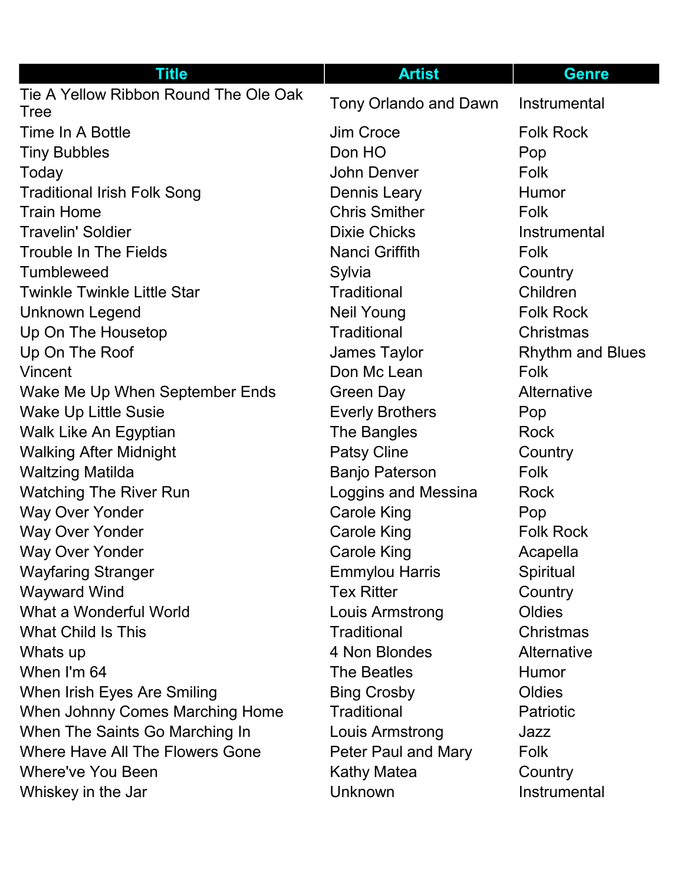| Title | Artist | Genre |
|---|---|---|
| Tie A Yellow Ribbon Round The Ole Oak Tree | Tony Orlando and Dawn | Instrumental |
| Time In A Bottle | Jim Croce | Folk Rock |
| Tiny Bubbles | Don HO | Pop |
| Today | John Denver | Folk |
| Traditional Irish Folk Song | Dennis Leary | Humor |
| Train Home | Chris Smither | Folk |
| Travelin' Soldier | Dixie Chicks | Instrumental |
| Trouble In The Fields | Nanci Griffith | Folk |
| Tumbleweed | Sylvia | Country |
| Twinkle Twinkle Little Star | Traditional | Children |
| Unknown Legend | Neil Young | Folk Rock |
| Up On The Housetop | Traditional | Christmas |
| Up On The Roof | James Taylor | Rhythm and Blues |
| Vincent | Don Mc Lean | Folk |
| Wake Me Up When September Ends | Green Day | Alternative |
| Wake Up Little Susie | Everly Brothers | Pop |
| Walk Like An Egyptian | The Bangles | Rock |
| Walking After Midnight | Patsy Cline | Country |
| Waltzing Matilda | Banjo Paterson | Folk |
| Watching The River Run | Loggins and Messina | Rock |
| Way Over Yonder | Carole King | Pop |
| Way Over Yonder | Carole King | Folk Rock |
| Way Over Yonder | Carole King | Acapella |
| Wayfaring Stranger | Emmylou Harris | Spiritual |
| Wayward Wind | Tex Ritter | Country |
| What a Wonderful World | Louis Armstrong | Oldies |
| What Child Is This | Traditional | Christmas |
| Whats up | 4 Non Blondes | Alternative |
| When I'm 64 | The Beatles | Humor |
| When Irish Eyes Are Smiling | Bing Crosby | Oldies |
| When Johnny Comes Marching Home | Traditional | Patriotic |
| When The Saints Go Marching In | Louis Armstrong | Jazz |
| Where Have All The Flowers Gone | Peter Paul and Mary | Folk |
| Where've You Been | Kathy Matea | Country |
| Whiskey in the Jar | Unknown | Instrumental |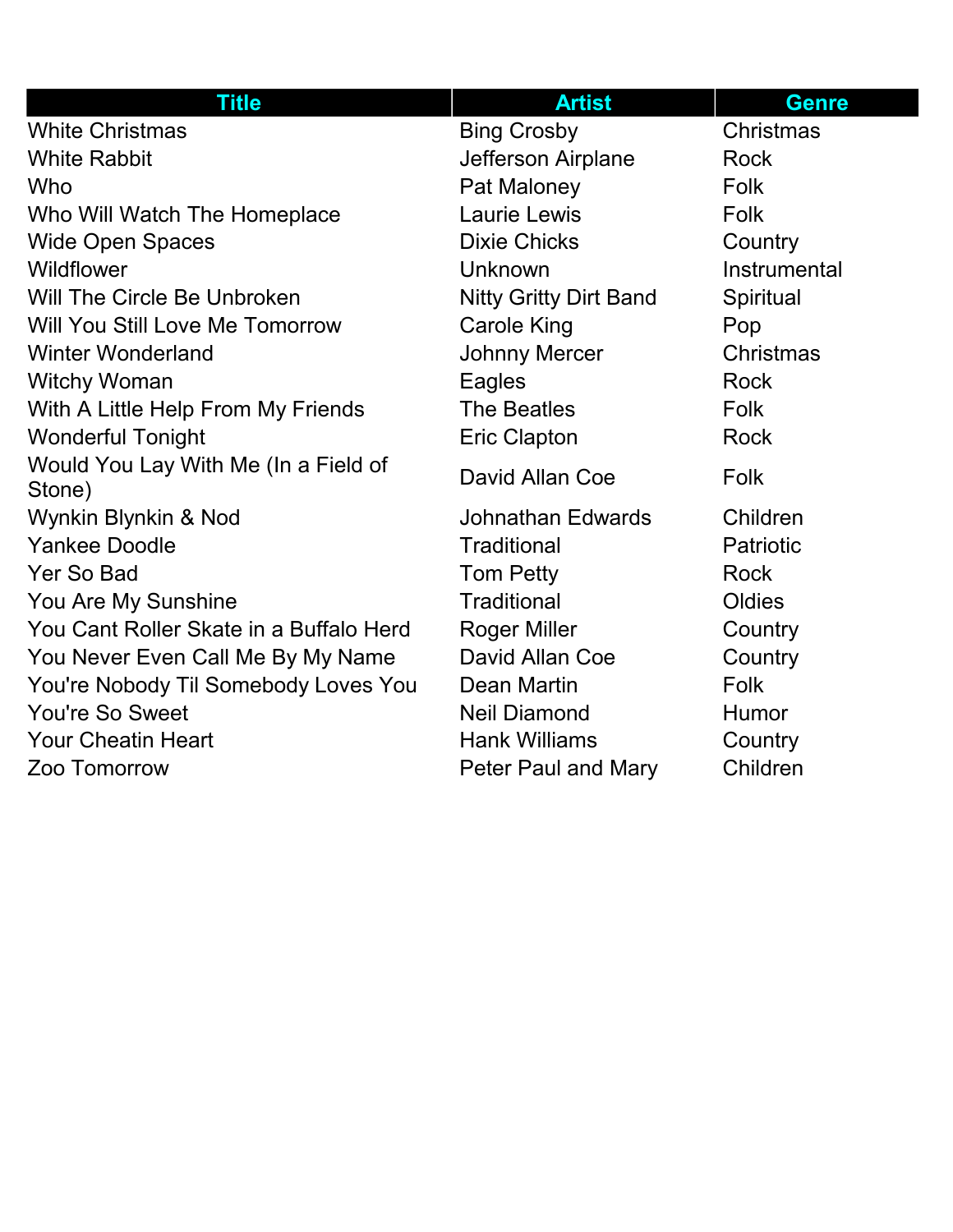| Title | Artist | Genre |
|---|---|---|
| White Christmas | Bing Crosby | Christmas |
| White Rabbit | Jefferson Airplane | Rock |
| Who | Pat Maloney | Folk |
| Who Will Watch The Homeplace | Laurie Lewis | Folk |
| Wide Open Spaces | Dixie Chicks | Country |
| Wildflower | Unknown | Instrumental |
| Will The Circle Be Unbroken | Nitty Gritty Dirt Band | Spiritual |
| Will You Still Love Me Tomorrow | Carole King | Pop |
| Winter Wonderland | Johnny Mercer | Christmas |
| Witchy Woman | Eagles | Rock |
| With A Little Help From My Friends | The Beatles | Folk |
| Wonderful Tonight | Eric Clapton | Rock |
| Would You Lay With Me (In a Field of Stone) | David Allan Coe | Folk |
| Wynkin Blynkin & Nod | Johnathan Edwards | Children |
| Yankee Doodle | Traditional | Patriotic |
| Yer So Bad | Tom Petty | Rock |
| You Are My Sunshine | Traditional | Oldies |
| You Cant Roller Skate in a Buffalo Herd | Roger Miller | Country |
| You Never Even Call Me By My Name | David Allan Coe | Country |
| You're Nobody Til Somebody Loves You | Dean Martin | Folk |
| You're So Sweet | Neil Diamond | Humor |
| Your Cheatin Heart | Hank Williams | Country |
| Zoo Tomorrow | Peter Paul and Mary | Children |